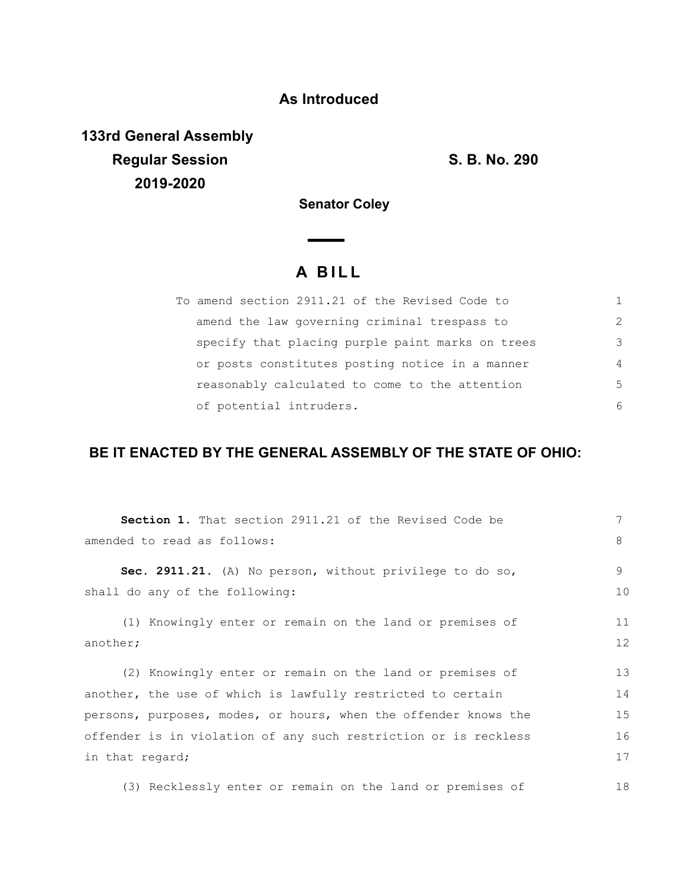**As Introduced**

**133rd General Assembly**
**Regular Session**
**2019-2020**

**S. B. No. 290**

**Senator Coley**

# A BILL

To amend section 2911.21 of the Revised Code to amend the law governing criminal trespass to specify that placing purple paint marks on trees or posts constitutes posting notice in a manner reasonably calculated to come to the attention of potential intruders.

## BE IT ENACTED BY THE GENERAL ASSEMBLY OF THE STATE OF OHIO:

**Section 1.** That section 2911.21 of the Revised Code be amended to read as follows:

**Sec. 2911.21.** (A) No person, without privilege to do so, shall do any of the following:

(1) Knowingly enter or remain on the land or premises of another;

(2) Knowingly enter or remain on the land or premises of another, the use of which is lawfully restricted to certain persons, purposes, modes, or hours, when the offender knows the offender is in violation of any such restriction or is reckless in that regard;

(3) Recklessly enter or remain on the land or premises of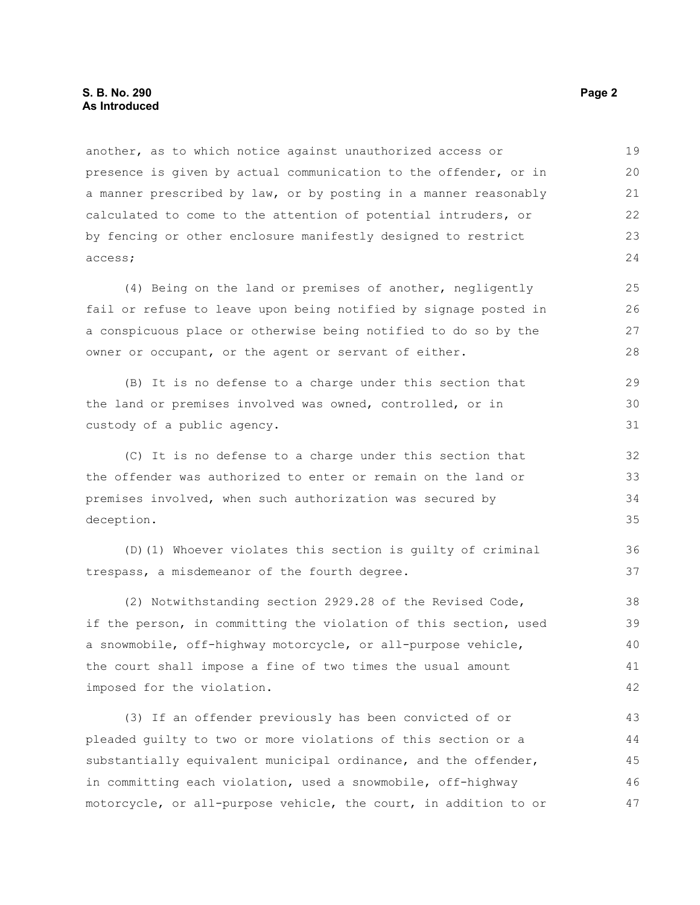another, as to which notice against unauthorized access or presence is given by actual communication to the offender, or in a manner prescribed by law, or by posting in a manner reasonably calculated to come to the attention of potential intruders, or by fencing or other enclosure manifestly designed to restrict access;

(4) Being on the land or premises of another, negligently fail or refuse to leave upon being notified by signage posted in a conspicuous place or otherwise being notified to do so by the owner or occupant, or the agent or servant of either.

(B) It is no defense to a charge under this section that the land or premises involved was owned, controlled, or in custody of a public agency.

(C) It is no defense to a charge under this section that the offender was authorized to enter or remain on the land or premises involved, when such authorization was secured by deception.

(D)(1) Whoever violates this section is guilty of criminal trespass, a misdemeanor of the fourth degree.

(2) Notwithstanding section 2929.28 of the Revised Code, if the person, in committing the violation of this section, used a snowmobile, off-highway motorcycle, or all-purpose vehicle, the court shall impose a fine of two times the usual amount imposed for the violation.

(3) If an offender previously has been convicted of or pleaded guilty to two or more violations of this section or a substantially equivalent municipal ordinance, and the offender, in committing each violation, used a snowmobile, off-highway motorcycle, or all-purpose vehicle, the court, in addition to or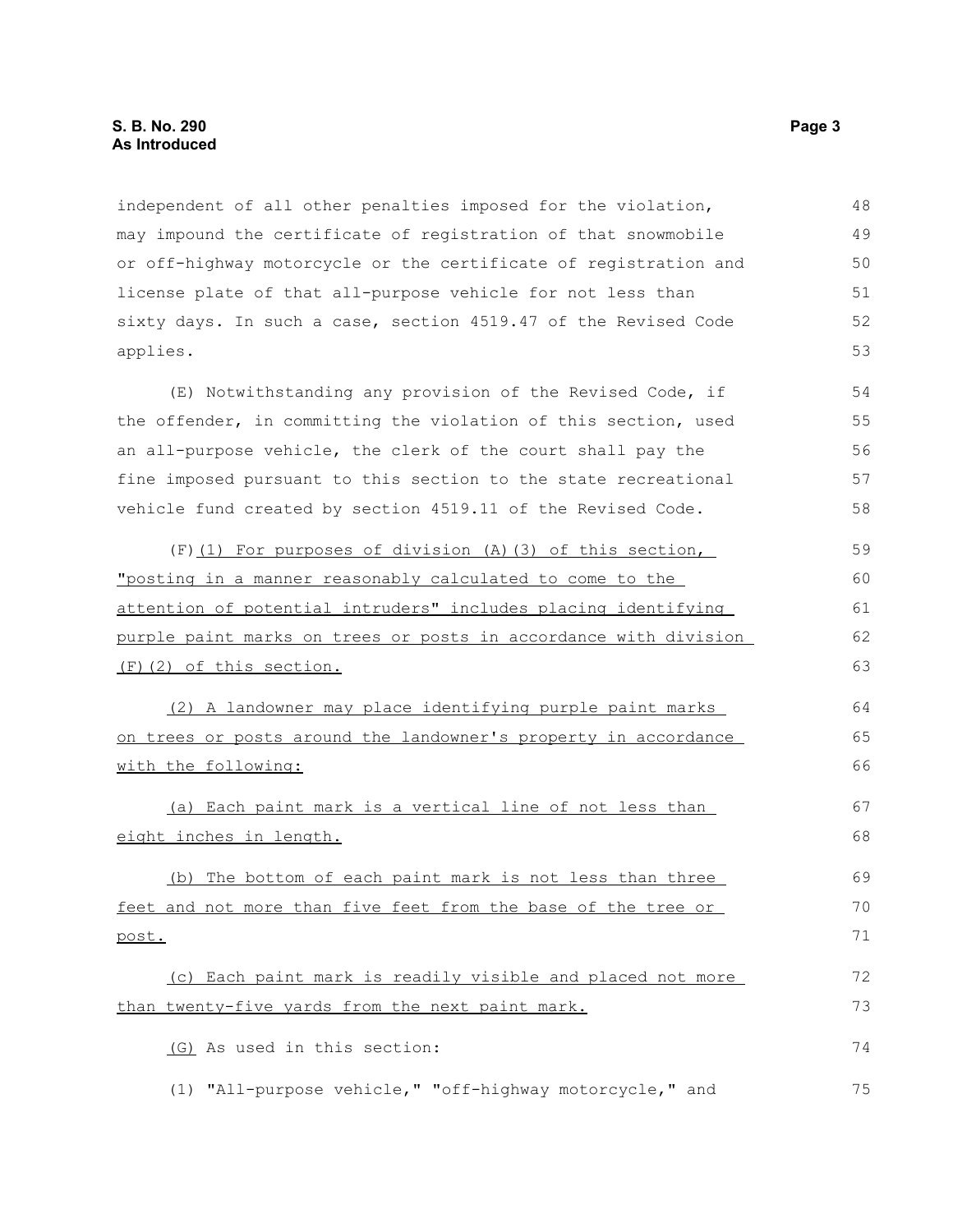independent of all other penalties imposed for the violation, may impound the certificate of registration of that snowmobile or off-highway motorcycle or the certificate of registration and license plate of that all-purpose vehicle for not less than sixty days. In such a case, section 4519.47 of the Revised Code applies.

(E) Notwithstanding any provision of the Revised Code, if the offender, in committing the violation of this section, used an all-purpose vehicle, the clerk of the court shall pay the fine imposed pursuant to this section to the state recreational vehicle fund created by section 4519.11 of the Revised Code.

(F) (1) For purposes of division (A)(3) of this section, "posting in a manner reasonably calculated to come to the attention of potential intruders" includes placing identifying purple paint marks on trees or posts in accordance with division (F)(2) of this section.

(2) A landowner may place identifying purple paint marks on trees or posts around the landowner's property in accordance with the following:

(a) Each paint mark is a vertical line of not less than eight inches in length.

(b) The bottom of each paint mark is not less than three feet and not more than five feet from the base of the tree or post.

(c) Each paint mark is readily visible and placed not more than twenty-five yards from the next paint mark.

(G) As used in this section:

(1) "All-purpose vehicle," "off-highway motorcycle," and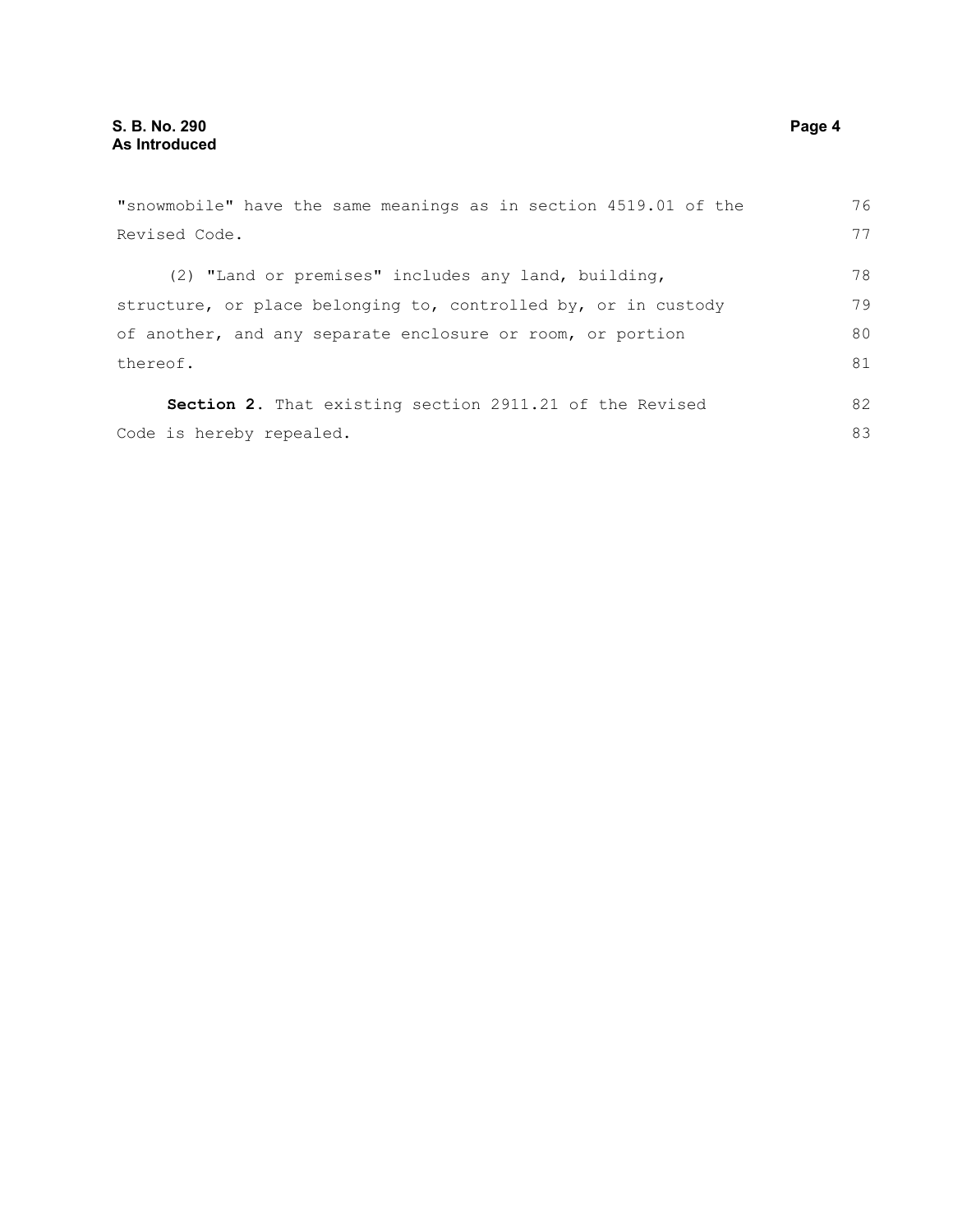"snowmobile" have the same meanings as in section 4519.01 of the Revised Code.

(2) "Land or premises" includes any land, building, structure, or place belonging to, controlled by, or in custody of another, and any separate enclosure or room, or portion thereof.

**Section 2.** That existing section 2911.21 of the Revised Code is hereby repealed.